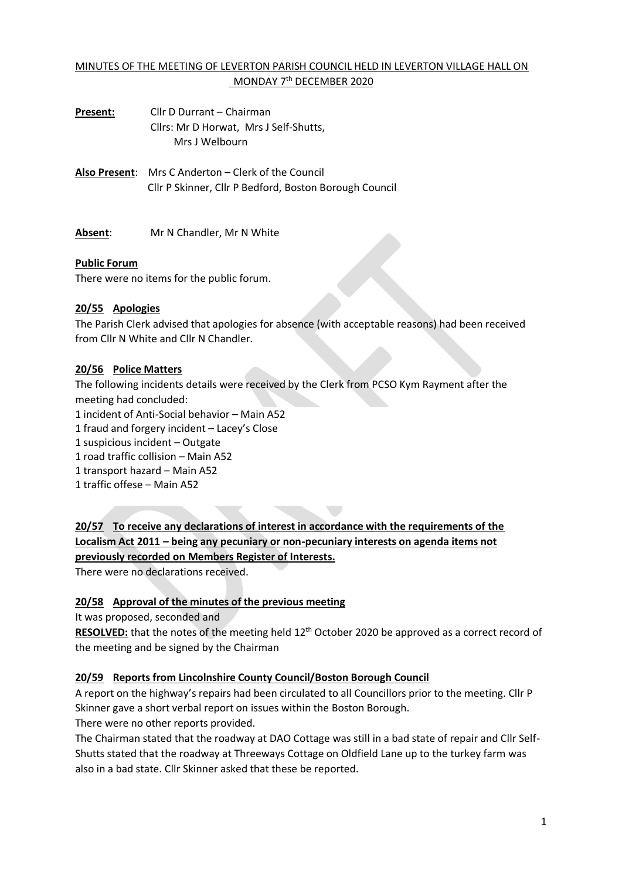# MINUTES OF THE MEETING OF LEVERTON PARISH COUNCIL HELD IN LEVERTON VILLAGE HALL ON MONDAY 7th DECEMBER 2020

**Present:** Cllr D Durrant – Chairman
Cllrs: Mr D Horwat, Mrs J Self-Shutts,
Mrs J Welbourn

**Also Present**: Mrs C Anderton – Clerk of the Council
Cllr P Skinner, Cllr P Bedford, Boston Borough Council

**Absent**: Mr N Chandler, Mr N White

**Public Forum**

There were no items for the public forum.

**20/55 Apologies**

The Parish Clerk advised that apologies for absence (with acceptable reasons) had been received from Cllr N White and Cllr N Chandler.

**20/56 Police Matters**

The following incidents details were received by the Clerk from PCSO Kym Rayment after the meeting had concluded:

1 incident of Anti-Social behavior – Main A52
1 fraud and forgery incident – Lacey's Close
1 suspicious incident – Outgate
1 road traffic collision – Main A52
1 transport hazard – Main A52
1 traffic offese – Main A52

**20/57 To receive any declarations of interest in accordance with the requirements of the Localism Act 2011 – being any pecuniary or non-pecuniary interests on agenda items not previously recorded on Members Register of Interests.**

There were no declarations received.

**20/58 Approval of the minutes of the previous meeting**

It was proposed, seconded and

**RESOLVED:** that the notes of the meeting held 12th October 2020 be approved as a correct record of the meeting and be signed by the Chairman

**20/59 Reports from Lincolnshire County Council/Boston Borough Council**

A report on the highway's repairs had been circulated to all Councillors prior to the meeting. Cllr P Skinner gave a short verbal report on issues within the Boston Borough.

There were no other reports provided.

The Chairman stated that the roadway at DAO Cottage was still in a bad state of repair and Cllr Self-Shutts stated that the roadway at Threeways Cottage on Oldfield Lane up to the turkey farm was also in a bad state. Cllr Skinner asked that these be reported.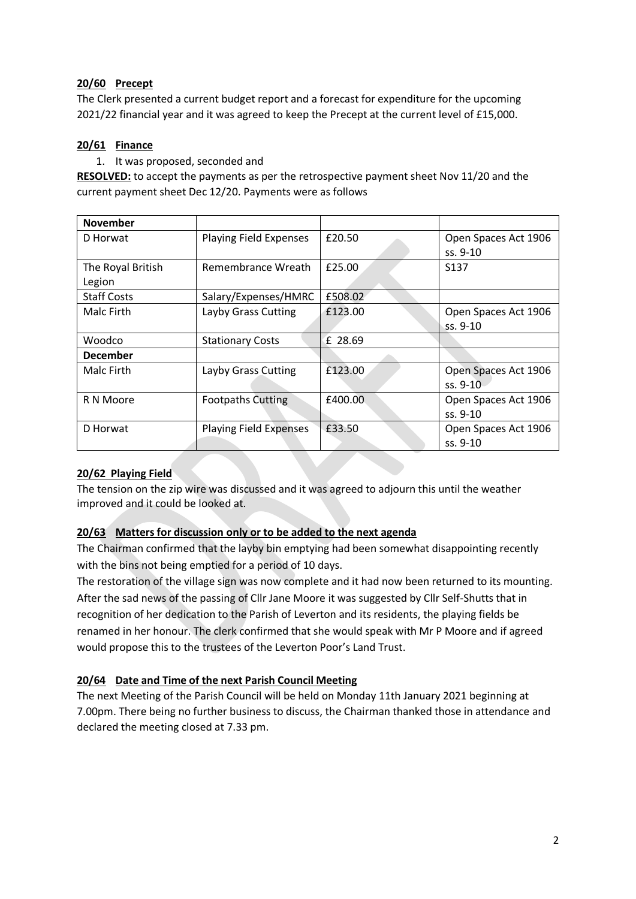**20/60 Precept**

The Clerk presented a current budget report and a forecast for expenditure for the upcoming 2021/22 financial year and it was agreed to keep the Precept at the current level of £15,000.

**20/61 Finance**

1. It was proposed, seconded and

**RESOLVED:** to accept the payments as per the retrospective payment sheet Nov 11/20 and the current payment sheet Dec 12/20. Payments were as follows

| | | | |
|---|---|---|---|
| **November** | | | |
| D Horwat | Playing Field Expenses | £20.50 | Open Spaces Act 1906 ss. 9-10 |
| The Royal British Legion | Remembrance Wreath | £25.00 | S137 |
| Staff Costs | Salary/Expenses/HMRC | £508.02 | |
| Malc Firth | Layby Grass Cutting | £123.00 | Open Spaces Act 1906 ss. 9-10 |
| Woodco | Stationary Costs | £ 28.69 | |
| **December** | | | |
| Malc Firth | Layby Grass Cutting | £123.00 | Open Spaces Act 1906 ss. 9-10 |
| R N Moore | Footpaths Cutting | £400.00 | Open Spaces Act 1906 ss. 9-10 |
| D Horwat | Playing Field Expenses | £33.50 | Open Spaces Act 1906 ss. 9-10 |

**20/62 Playing Field**

The tension on the zip wire was discussed and it was agreed to adjourn this until the weather improved and it could be looked at.

**20/63 Matters for discussion only or to be added to the next agenda**

The Chairman confirmed that the layby bin emptying had been somewhat disappointing recently with the bins not being emptied for a period of 10 days.

The restoration of the village sign was now complete and it had now been returned to its mounting.

After the sad news of the passing of Cllr Jane Moore it was suggested by Cllr Self-Shutts that in recognition of her dedication to the Parish of Leverton and its residents, the playing fields be renamed in her honour. The clerk confirmed that she would speak with Mr P Moore and if agreed would propose this to the trustees of the Leverton Poor's Land Trust.

**20/64 Date and Time of the next Parish Council Meeting**

The next Meeting of the Parish Council will be held on Monday 11th January 2021 beginning at 7.00pm. There being no further business to discuss, the Chairman thanked those in attendance and declared the meeting closed at 7.33 pm.